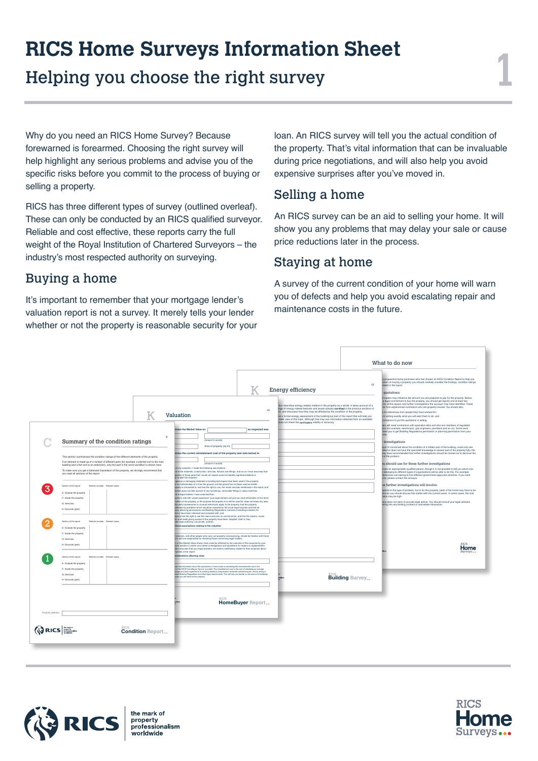# RICS Home Surveys Information Sheet

## Helping you choose the right survey

Why do you need an RICS Home Survey? Because forewarned is forearmed. Choosing the right survey will help highlight any serious problems and advise you of the specific risks before you commit to the process of buying or selling a property.

RICS has three different types of survey (outlined overleaf). These can only be conducted by an RICS qualified surveyor. Reliable and cost effective, these reports carry the full weight of the Royal Institution of Chartered Surveyors – the industry's most respected authority on surveying.

## Buying a home

It's important to remember that your mortgage lender's valuation report is not a survey. It merely tells your lender whether or not the property is reasonable security for your loan. An RICS survey will tell you the actual condition of the property. That's vital information that can be invaluable during price negotiations, and will also help you avoid expensive surprises after you've moved in.

## Selling a home

An RICS survey can be an aid to selling your home. It will show you any problems that may delay your sale or cause price reductions later in the process.

## Staying at home

A survey of the current condition of your home will warn you of defects and help you avoid escalating repair and maintenance costs in the future.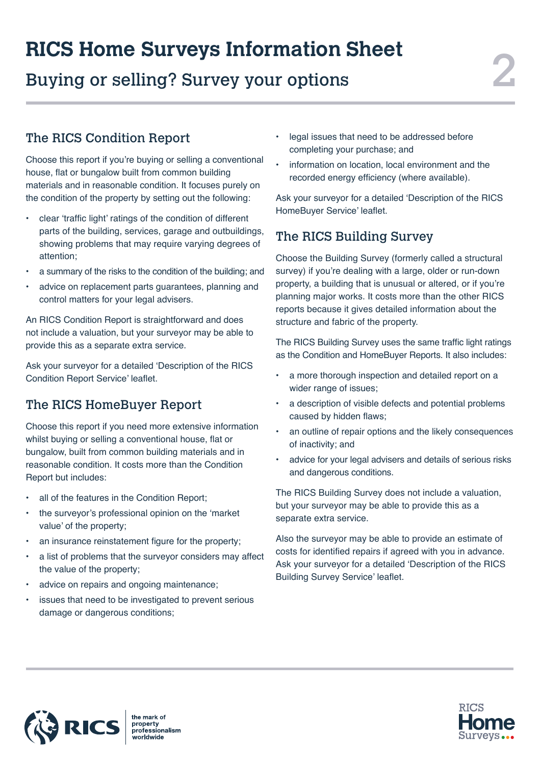# RICS Home Surveys Information Sheet

## Buying or selling? Survey your options

### The RICS Condition Report

Choose this report if you're buying or selling a conventional house, flat or bungalow built from common building materials and in reasonable condition. It focuses purely on the condition of the property by setting out the following:

- clear 'traffic light' ratings of the condition of different parts of the building, services, garage and outbuildings, showing problems that may require varying degrees of attention;
- a summary of the risks to the condition of the building; and
- advice on replacement parts guarantees, planning and control matters for your legal advisers.

An RICS Condition Report is straightforward and does not include a valuation, but your surveyor may be able to provide this as a separate extra service.

Ask your surveyor for a detailed 'Description of the RICS Condition Report Service' leaflet.

### The RICS HomeBuyer Report

Choose this report if you need more extensive information whilst buying or selling a conventional house, flat or bungalow, built from common building materials and in reasonable condition. It costs more than the Condition Report but includes:

- all of the features in the Condition Report;
- the surveyor's professional opinion on the 'market value' of the property;
- an insurance reinstatement figure for the property;
- a list of problems that the surveyor considers may affect the value of the property;
- advice on repairs and ongoing maintenance;
- issues that need to be investigated to prevent serious damage or dangerous conditions;
- legal issues that need to be addressed before completing your purchase; and
- information on location, local environment and the recorded energy efficiency (where available).

Ask your surveyor for a detailed 'Description of the RICS HomeBuyer Service' leaflet.

### The RICS Building Survey

Choose the Building Survey (formerly called a structural survey) if you're dealing with a large, older or run-down property, a building that is unusual or altered, or if you're planning major works. It costs more than the other RICS reports because it gives detailed information about the structure and fabric of the property.

The RICS Building Survey uses the same traffic light ratings as the Condition and HomeBuyer Reports. It also includes:

- a more thorough inspection and detailed report on a wider range of issues;
- a description of visible defects and potential problems caused by hidden flaws;
- an outline of repair options and the likely consequences of inactivity; and
- advice for your legal advisers and details of serious risks and dangerous conditions.

The RICS Building Survey does not include a valuation, but your surveyor may be able to provide this as a separate extra service.

Also the surveyor may be able to provide an estimate of costs for identified repairs if agreed with you in advance. Ask your surveyor for a detailed 'Description of the RICS Building Survey Service' leaflet.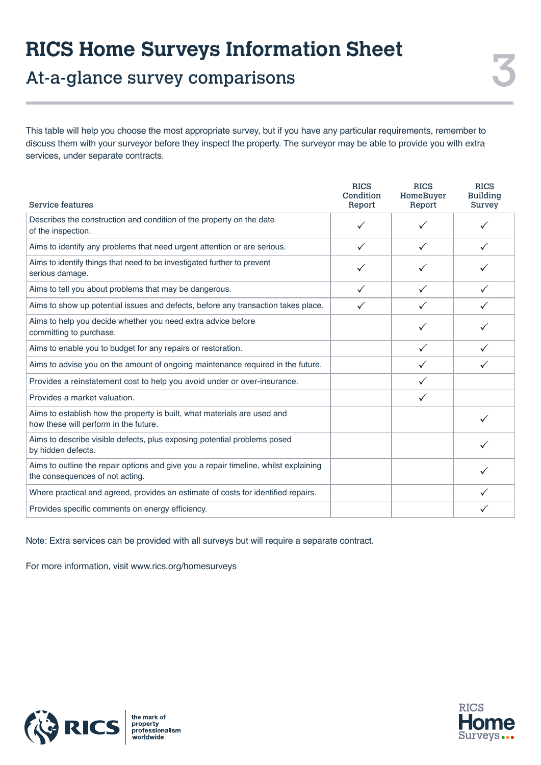# RICS Home Surveys Information Sheet

## At-a-glance survey comparisons

This table will help you choose the most appropriate survey, but if you have any particular requirements, remember to discuss them with your surveyor before they inspect the property. The surveyor may be able to provide you with extra services, under separate contracts.

| Service features | RICS Condition Report | RICS HomeBuyer Report | RICS Building Survey |
|---|---|---|---|
| Describes the construction and condition of the property on the date of the inspection. | ✓ | ✓ | ✓ |
| Aims to identify any problems that need urgent attention or are serious. | ✓ | ✓ | ✓ |
| Aims to identify things that need to be investigated further to prevent serious damage. | ✓ | ✓ | ✓ |
| Aims to tell you about problems that may be dangerous. | ✓ | ✓ | ✓ |
| Aims to show up potential issues and defects, before any transaction takes place. | ✓ | ✓ | ✓ |
| Aims to help you decide whether you need extra advice before committing to purchase. | | ✓ | ✓ |
| Aims to enable you to budget for any repairs or restoration. | | ✓ | ✓ |
| Aims to advise you on the amount of ongoing maintenance required in the future. | | ✓ | ✓ |
| Provides a reinstatement cost to help you avoid under or over-insurance. | | ✓ | |
| Provides a market valuation. | | ✓ | |
| Aims to establish how the property is built, what materials are used and how these will perform in the future. | | | ✓ |
| Aims to describe visible defects, plus exposing potential problems posed by hidden defects. | | | ✓ |
| Aims to outline the repair options and give you a repair timeline, whilst explaining the consequences of not acting. | | | ✓ |
| Where practical and agreed, provides an estimate of costs for identified repairs. | | | ✓ |
| Provides specific comments on energy efficiency. | | | ✓ |

Note: Extra services can be provided with all surveys but will require a separate contract.

For more information, visit www.rics.org/homesurveys

RICS the mark of property professionalism worldwide

RICS Home Surveys